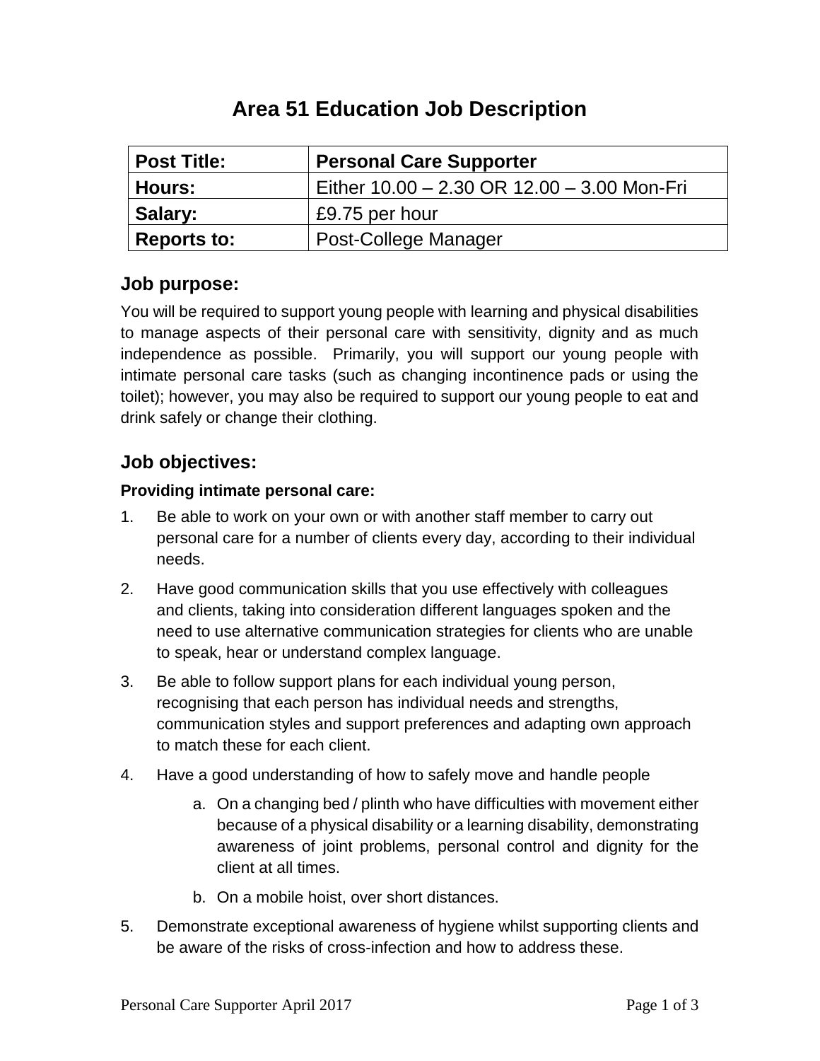# Area 51 Education Job Description

| Post Title: | Personal Care Supporter |
|---|---|
| Hours: | Either 10.00 – 2.30 OR 12.00 – 3.00 Mon-Fri |
| Salary: | £9.75 per hour |
| Reports to: | Post-College Manager |

## Job purpose:

You will be required to support young people with learning and physical disabilities to manage aspects of their personal care with sensitivity, dignity and as much independence as possible. Primarily, you will support our young people with intimate personal care tasks (such as changing incontinence pads or using the toilet); however, you may also be required to support our young people to eat and drink safely or change their clothing.

## Job objectives:

### Providing intimate personal care:

1. Be able to work on your own or with another staff member to carry out personal care for a number of clients every day, according to their individual needs.
2. Have good communication skills that you use effectively with colleagues and clients, taking into consideration different languages spoken and the need to use alternative communication strategies for clients who are unable to speak, hear or understand complex language.
3. Be able to follow support plans for each individual young person, recognising that each person has individual needs and strengths, communication styles and support preferences and adapting own approach to match these for each client.
4. Have a good understanding of how to safely move and handle people
    a. On a changing bed / plinth who have difficulties with movement either because of a physical disability or a learning disability, demonstrating awareness of joint problems, personal control and dignity for the client at all times.
    b. On a mobile hoist, over short distances.
5. Demonstrate exceptional awareness of hygiene whilst supporting clients and be aware of the risks of cross-infection and how to address these.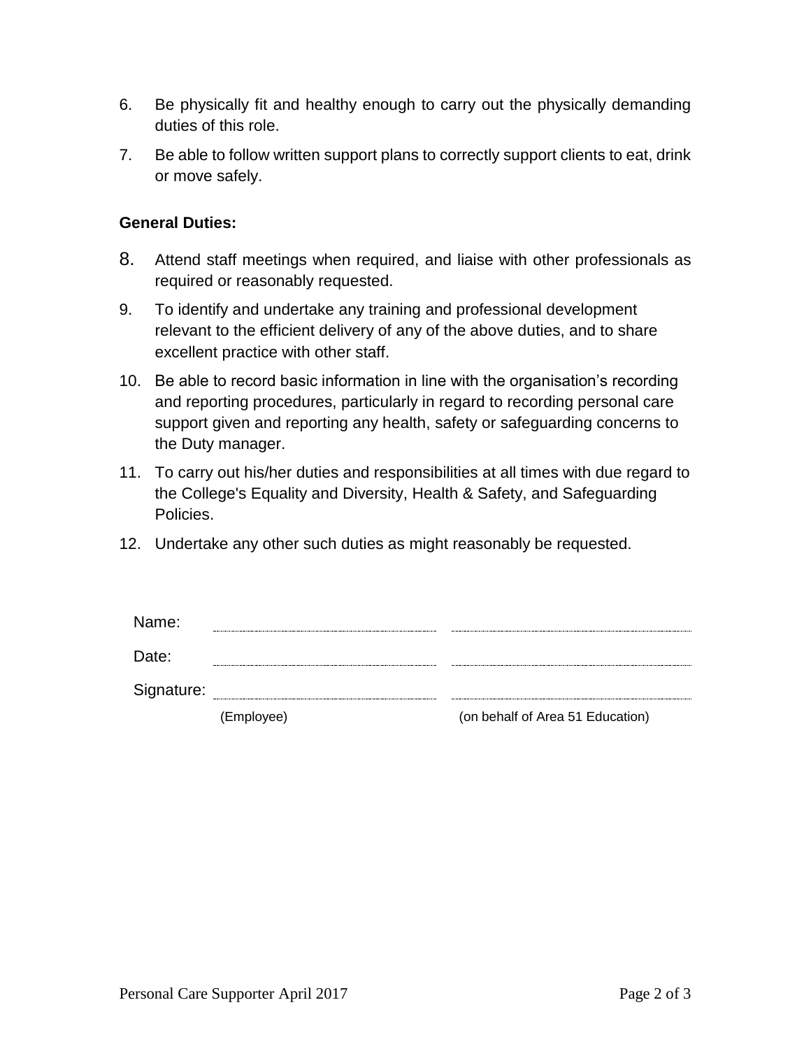6. Be physically fit and healthy enough to carry out the physically demanding duties of this role.
7. Be able to follow written support plans to correctly support clients to eat, drink or move safely.

**General Duties:**

8. Attend staff meetings when required, and liaise with other professionals as required or reasonably requested.
9. To identify and undertake any training and professional development relevant to the efficient delivery of any of the above duties, and to share excellent practice with other staff.
10. Be able to record basic information in line with the organisation's recording and reporting procedures, particularly in regard to recording personal care support given and reporting any health, safety or safeguarding concerns to the Duty manager.
11. To carry out his/her duties and responsibilities at all times with due regard to the College's Equality and Diversity, Health & Safety, and Safeguarding Policies.
12. Undertake any other such duties as might reasonably be requested.

| | | |
|---|---|---|
| Name: | .................................... | .................................... |
| Date: | .................................... | .................................... |
| Signature: | .................................... | .................................... |
| | (Employee) | (on behalf of Area 51 Education) |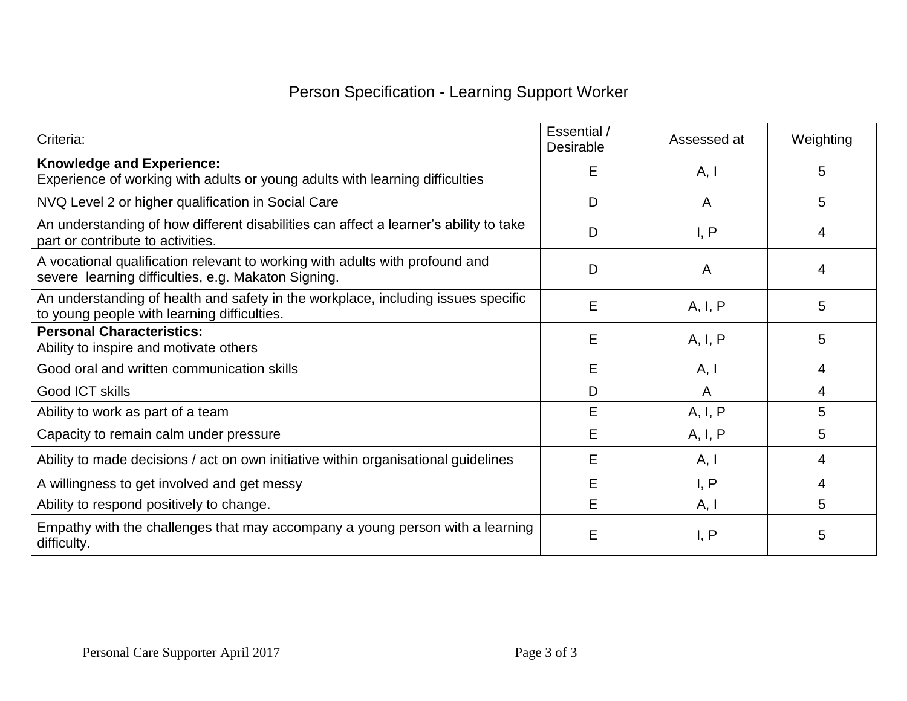# Person Specification - Learning Support Worker

| Criteria: | Essential / Desirable | Assessed at | Weighting |
|---|---|---|---|
| **Knowledge and Experience:** Experience of working with adults or young adults with learning difficulties | E | A, I | 5 |
| NVQ Level 2 or higher qualification in Social Care | D | A | 5 |
| An understanding of how different disabilities can affect a learner's ability to take part or contribute to activities. | D | I, P | 4 |
| A vocational qualification relevant to working with adults with profound and severe learning difficulties, e.g. Makaton Signing. | D | A | 4 |
| An understanding of health and safety in the workplace, including issues specific to young people with learning difficulties. | E | A, I, P | 5 |
| **Personal Characteristics:** Ability to inspire and motivate others | E | A, I, P | 5 |
| Good oral and written communication skills | E | A, I | 4 |
| Good ICT skills | D | A | 4 |
| Ability to work as part of a team | E | A, I, P | 5 |
| Capacity to remain calm under pressure | E | A, I, P | 5 |
| Ability to made decisions / act on own initiative within organisational guidelines | E | A, I | 4 |
| A willingness to get involved and get messy | E | I, P | 4 |
| Ability to respond positively to change. | E | A, I | 5 |
| Empathy with the challenges that may accompany a young person with a learning difficulty. | E | I, P | 5 |